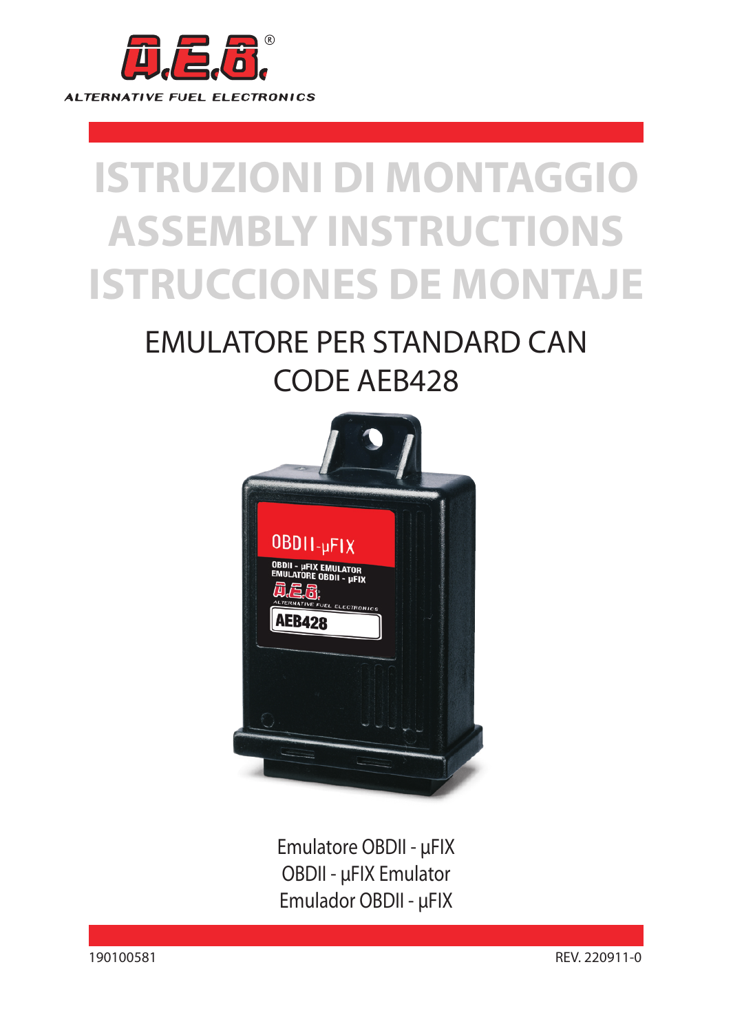A.E.B.®

ALTERNATIVE FUEL ELECTRONICS

# ISTRUZIONI DI MONTAGGIO
# ASSEMBLY INSTRUCTIONS
# ISTRUCCIONES DE MONTAJE

## EMULATORE PER STANDARD CAN
## CODE AEB428

Emulatore OBDII - µFIX
OBDII - µFIX Emulator
Emulador OBDII - µFIX

190100581

REV. 220911-0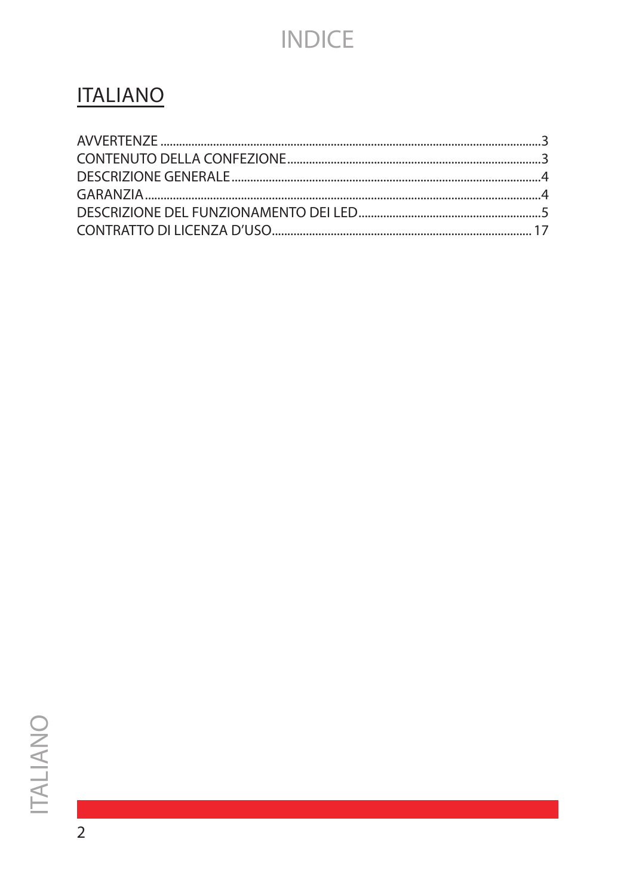# INDICE

## ITALIANO

AVVERTENZE ........................................................................................................3
CONTENUTO DELLA CONFEZIONE ..........................................................................3
DESCRIZIONE GENERALE .........................................................................................4
GARANZIA .................................................................................................................4
DESCRIZIONE DEL FUNZIONAMENTO DEI LED .......................................................5
CONTRATTO DI LICENZA D'USO ............................................................................17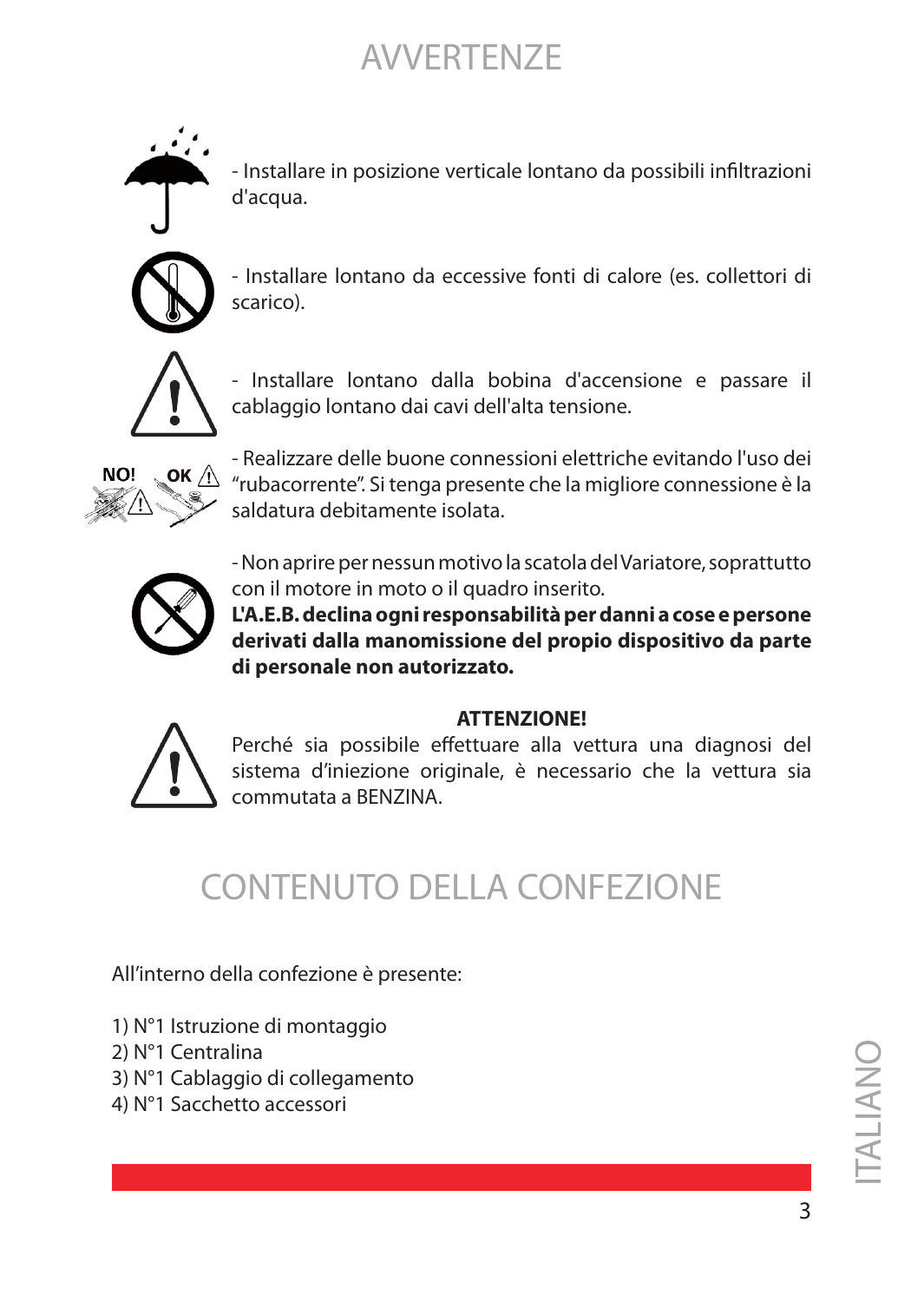# AVVERTENZE

- Installare in posizione verticale lontano da possibili infiltrazioni d'acqua.

- Installare lontano da eccessive fonti di calore (es. collettori di scarico).

- Installare lontano dalla bobina d'accensione e passare il cablaggio lontano dai cavi dell'alta tensione.

NO! OK

- Realizzare delle buone connessioni elettriche evitando l'uso dei "rubacorrente". Si tenga presente che la migliore connessione è la saldatura debitamente isolata.

- Non aprire per nessun motivo la scatola del Variatore, soprattutto con il motore in moto o il quadro inserito.
**L'A.E.B. declina ogni responsabilità per danni a cose e persone derivati dalla manomissione del propio dispositivo da parte di personale non autorizzato.**

**ATTENZIONE!**
Perché sia possibile effettuare alla vettura una diagnosi del sistema d'iniezione originale, è necessario che la vettura sia commutata a BENZINA.

# CONTENUTO DELLA CONFEZIONE

All'interno della confezione è presente:

1) N°1 Istruzione di montaggio
2) N°1 Centralina
3) N°1 Cablaggio di collegamento
4) N°1 Sacchetto accessori

ITALIANO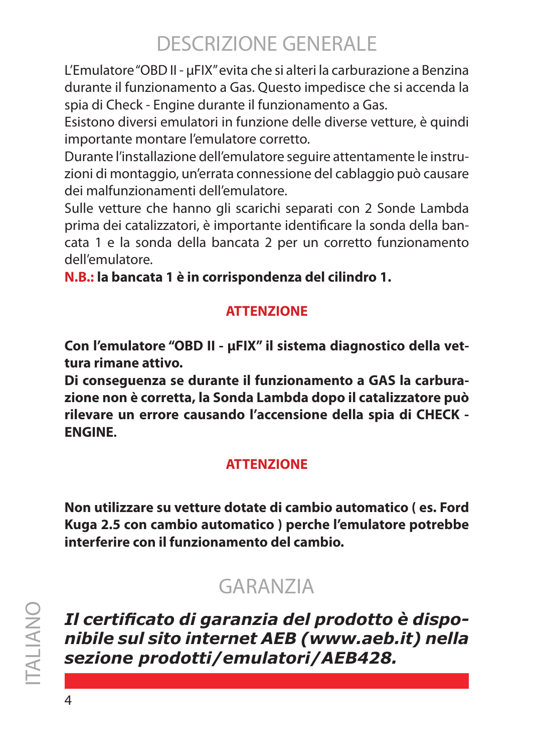# DESCRIZIONE GENERALE

L'Emulatore "OBD II - µFIX" evita che si alteri la carburazione a Benzina durante il funzionamento a Gas. Questo impedisce che si accenda la spia di Check - Engine durante il funzionamento a Gas.
Esistono diversi emulatori in funzione delle diverse vetture, è quindi importante montare l'emulatore corretto.
Durante l'installazione dell'emulatore seguire attentamente le instruzioni di montaggio, un'errata connessione del cablaggio può causare dei malfunzionamenti dell'emulatore.
Sulle vetture che hanno gli scarichi separati con 2 Sonde Lambda prima dei catalizzatori, è importante identificare la sonda della bancata 1 e la sonda della bancata 2 per un corretto funzionamento dell'emulatore.
**N.B.: la bancata 1 è in corrispondenza del cilindro 1.**

**ATTENZIONE**

**Con l'emulatore "OBD II - µFIX" il sistema diagnostico della vettura rimane attivo.**
**Di conseguenza se durante il funzionamento a GAS la carburazione non è corretta, la Sonda Lambda dopo il catalizzatore può rilevare un errore causando l'accensione della spia di CHECK - ENGINE.**

**ATTENZIONE**

**Non utilizzare su vetture dotate di cambio automatico ( es. Ford Kuga 2.5 con cambio automatico ) perche l'emulatore potrebbe interferire con il funzionamento del cambio.**

# GARANZIA

***Il certificato di garanzia del prodotto è disponibile sul sito internet AEB (www.aeb.it) nella sezione prodotti/emulatori/AEB428.***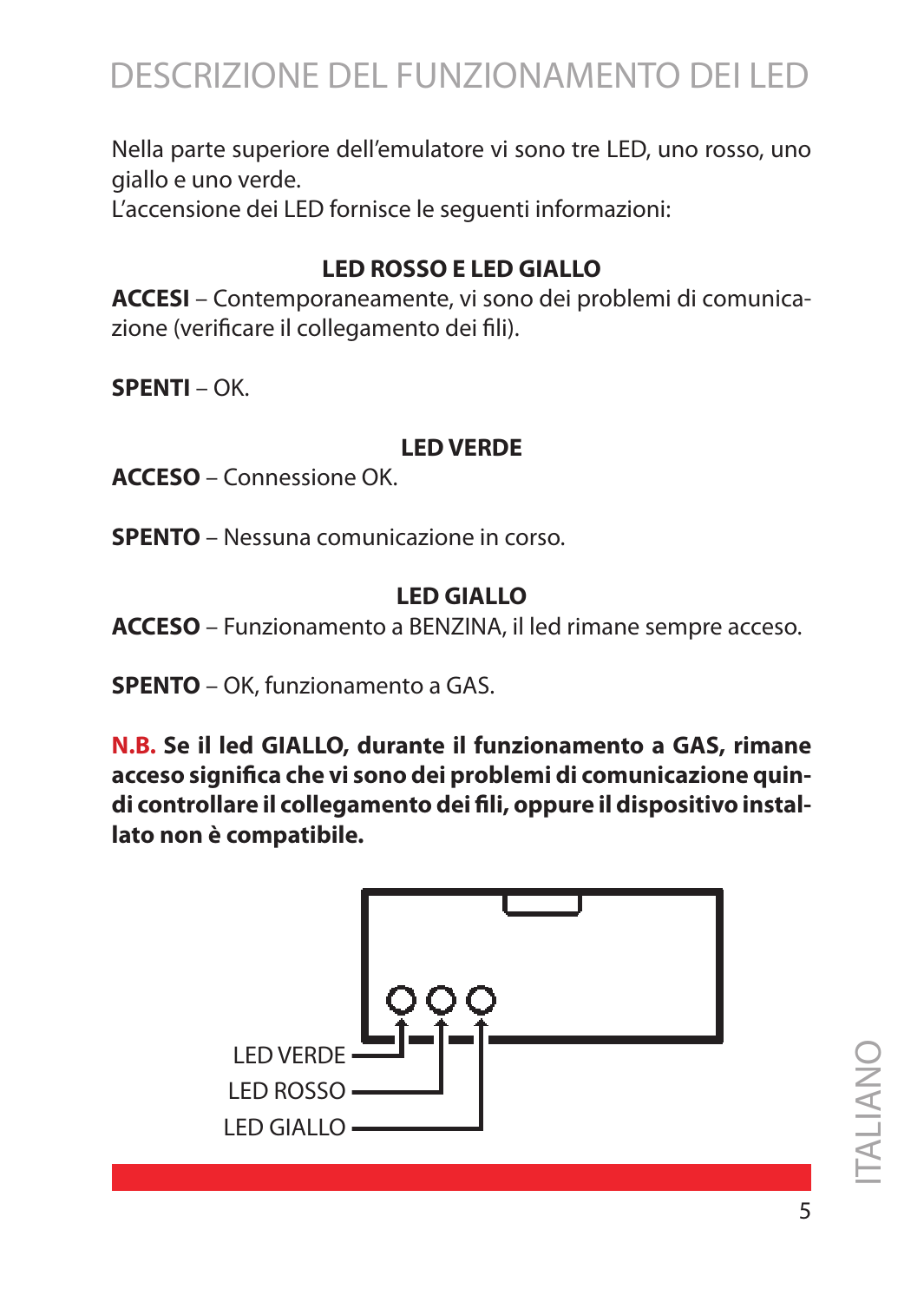# DESCRIZIONE DEL FUNZIONAMENTO DEI LED

Nella parte superiore dell'emulatore vi sono tre LED, uno rosso, uno giallo e uno verde.
L'accensione dei LED fornisce le seguenti informazioni:

### LED ROSSO E LED GIALLO

**ACCESI** – Contemporaneamente, vi sono dei problemi di comunicazione (verificare il collegamento dei fili).

**SPENTI** – OK.

### LED VERDE

**ACCESO** – Connessione OK.

**SPENTO** – Nessuna comunicazione in corso.

### LED GIALLO

**ACCESO** – Funzionamento a BENZINA, il led rimane sempre acceso.

**SPENTO** – OK, funzionamento a GAS.

**N.B. Se il led GIALLO, durante il funzionamento a GAS, rimane acceso significa che vi sono dei problemi di comunicazione quindi controllare il collegamento dei fili, oppure il dispositivo installato non è compatibile.**

LED VERDE
LED ROSSO
LED GIALLO

ITALIANO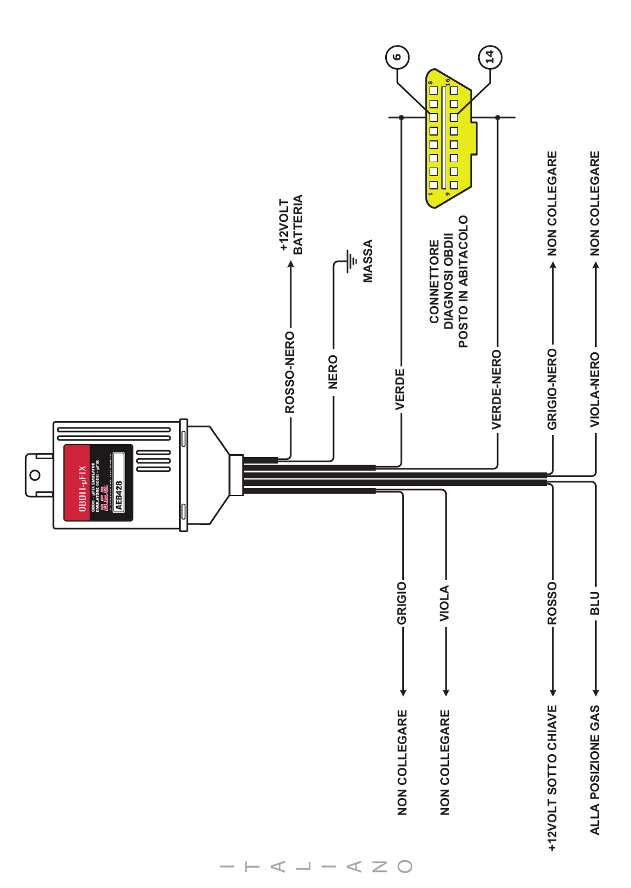OBDII-μFIX

OBDII - μFIX EMULATOR
EMULATORE OBDII - μFIX

AEB428

ROSSO-NERO → +12VOLT BATTERIA

NERO → MASSA

VERDE → 6

VERDE-NERO → 14

CONNETTORE DIAGNOSI OBDII POSTO IN ABITACOLO

GRIGIO-NERO → NON COLLEGARE

VIOLA-NERO → NON COLLEGARE

GRIGIO → NON COLLEGARE

VIOLA → NON COLLEGARE

ROSSO → +12VOLT SOTTO CHIAVE

BLU → ALLA POSIZIONE GAS

ITALIANO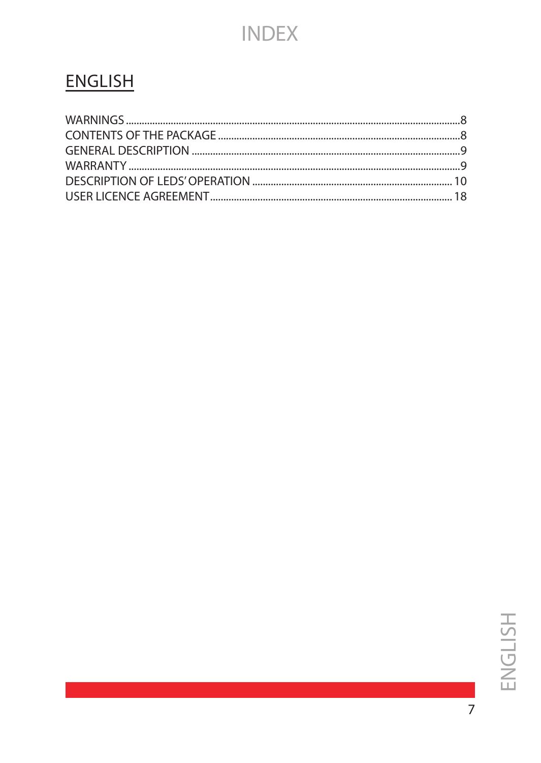# INDEX

## ENGLISH

WARNINGS ........................................................................................................................8
CONTENTS OF THE PACKAGE ......................................................................................8
GENERAL DESCRIPTION ..............................................................................................9
WARRANTY .....................................................................................................................9
DESCRIPTION OF LEDS' OPERATION ....................................................................... 10
USER LICENCE AGREEMENT...................................................................................... 18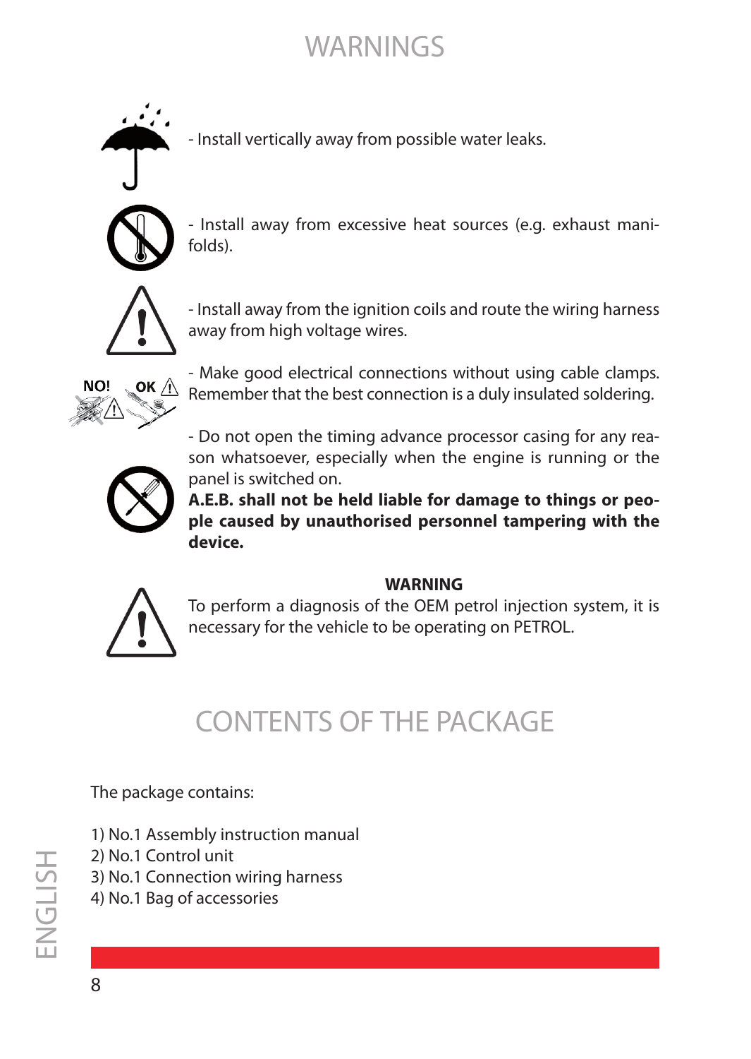# WARNINGS

- Install vertically away from possible water leaks.

- Install away from excessive heat sources (e.g. exhaust manifolds).

- Install away from the ignition coils and route the wiring harness away from high voltage wires.

NO! OK

- Make good electrical connections without using cable clamps. Remember that the best connection is a duly insulated soldering.

- Do not open the timing advance processor casing for any reason whatsoever, especially when the engine is running or the panel is switched on.

**A.E.B. shall not be held liable for damage to things or people caused by unauthorised personnel tampering with the device.**

**WARNING**

To perform a diagnosis of the OEM petrol injection system, it is necessary for the vehicle to be operating on PETROL.

# CONTENTS OF THE PACKAGE

The package contains:

1) No.1 Assembly instruction manual
2) No.1 Control unit
3) No.1 Connection wiring harness
4) No.1 Bag of accessories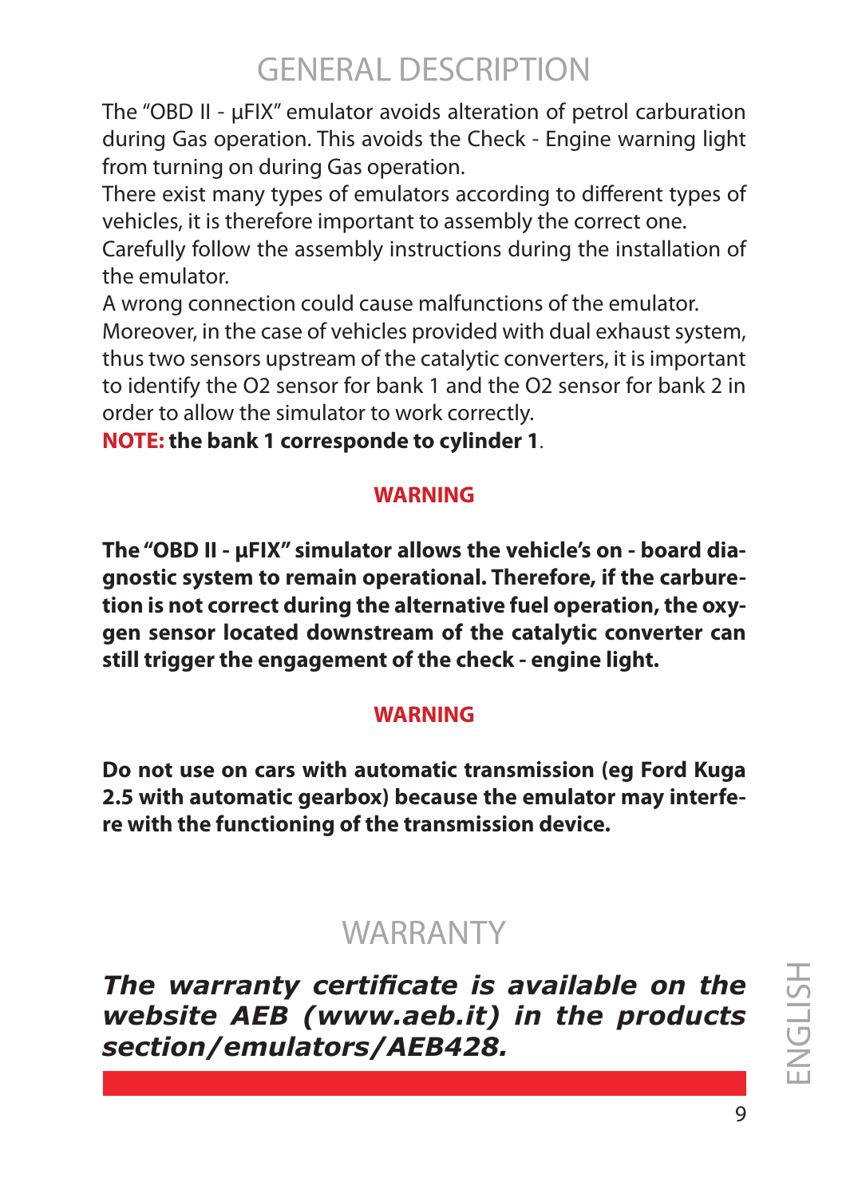# GENERAL DESCRIPTION

The "OBD II - µFIX" emulator avoids alteration of petrol carburation during Gas operation. This avoids the Check - Engine warning light from turning on during Gas operation.

There exist many types of emulators according to different types of vehicles, it is therefore important to assembly the correct one.

Carefully follow the assembly instructions during the installation of the emulator.

A wrong connection could cause malfunctions of the emulator.

Moreover, in the case of vehicles provided with dual exhaust system, thus two sensors upstream of the catalytic converters, it is important to identify the O2 sensor for bank 1 and the O2 sensor for bank 2 in order to allow the simulator to work correctly.

**NOTE: the bank 1 corresponde to cylinder 1**.

**WARNING**

**The "OBD II - µFIX" simulator allows the vehicle's on - board diagnostic system to remain operational. Therefore, if the carburetion is not correct during the alternative fuel operation, the oxygen sensor located downstream of the catalytic converter can still trigger the engagement of the check - engine light.**

**WARNING**

**Do not use on cars with automatic transmission (eg Ford Kuga 2.5 with automatic gearbox) because the emulator may interfere with the functioning of the transmission device.**

# WARRANTY

***The warranty certificate is available on the website AEB (www.aeb.it) in the products section/emulators/AEB428.***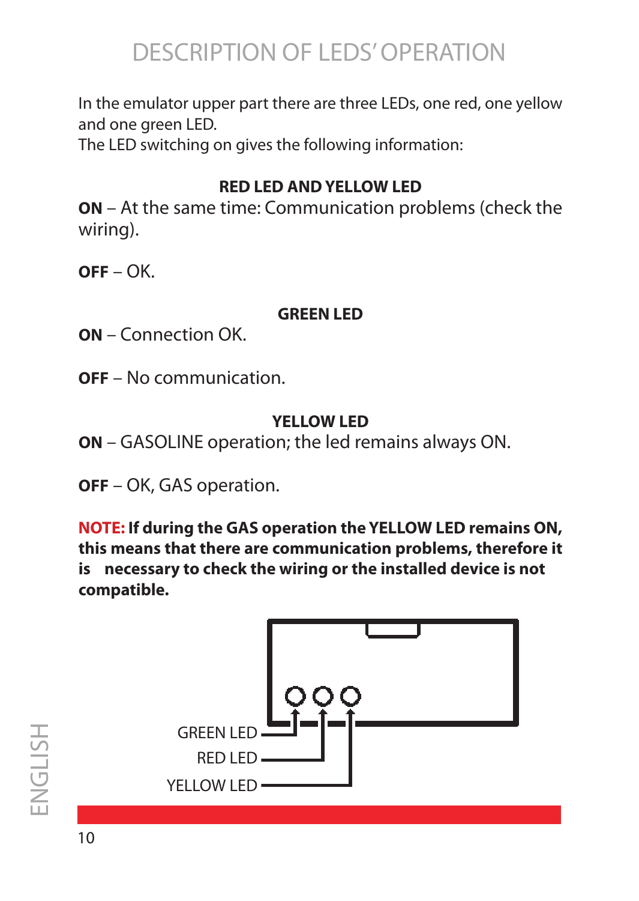# DESCRIPTION OF LEDS' OPERATION

In the emulator upper part there are three LEDs, one red, one yellow and one green LED.
The LED switching on gives the following information:

### RED LED AND YELLOW LED

**ON** – At the same time: Communication problems (check the wiring).

**OFF** – OK.

### GREEN LED

**ON** – Connection OK.

**OFF** – No communication.

### YELLOW LED

**ON** – GASOLINE operation; the led remains always ON.

**OFF** – OK, GAS operation.

**NOTE: If during the GAS operation the YELLOW LED remains ON, this means that there are communication problems, therefore it is necessary to check the wiring or the installed device is not compatible.**

GREEN LED

RED LED

YELLOW LED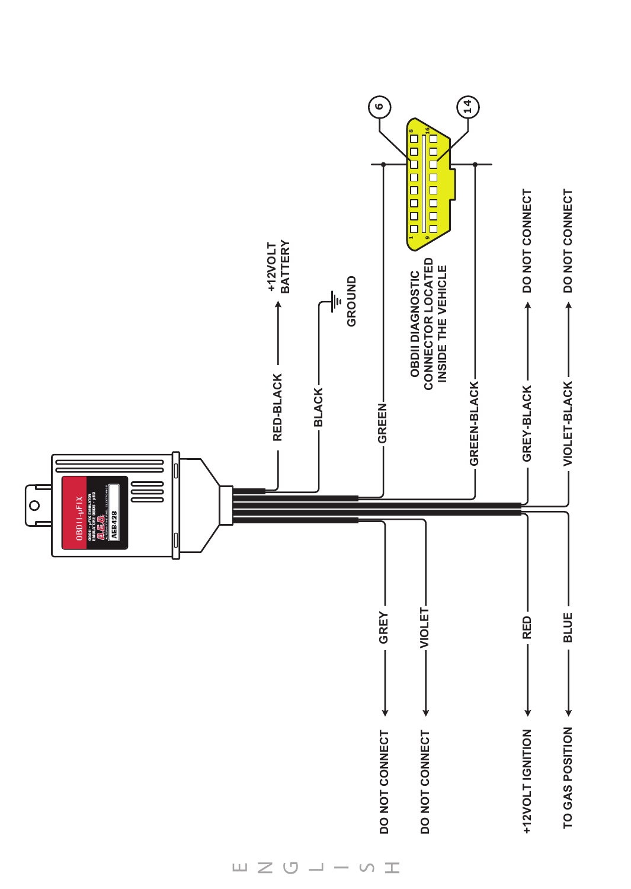OBDII-µFIX

OBDII - µFIX EMULATOR
EMULATORE OBDII - µFIX

A.E.B. ALTERNATIVE FUEL ELECTRONICS

AEB428

RED-BLACK → +12VOLT BATTERY

BLACK → GROUND

GREEN → 6

GREEN-BLACK → 14

OBDII DIAGNOSTIC CONNECTOR LOCATED INSIDE THE VEHICLE

GREY-BLACK → DO NOT CONNECT

VIOLET-BLACK → DO NOT CONNECT

GREY → DO NOT CONNECT

VIOLET → DO NOT CONNECT

RED → +12VOLT IGNITION

BLUE → TO GAS POSITION

ENGLISH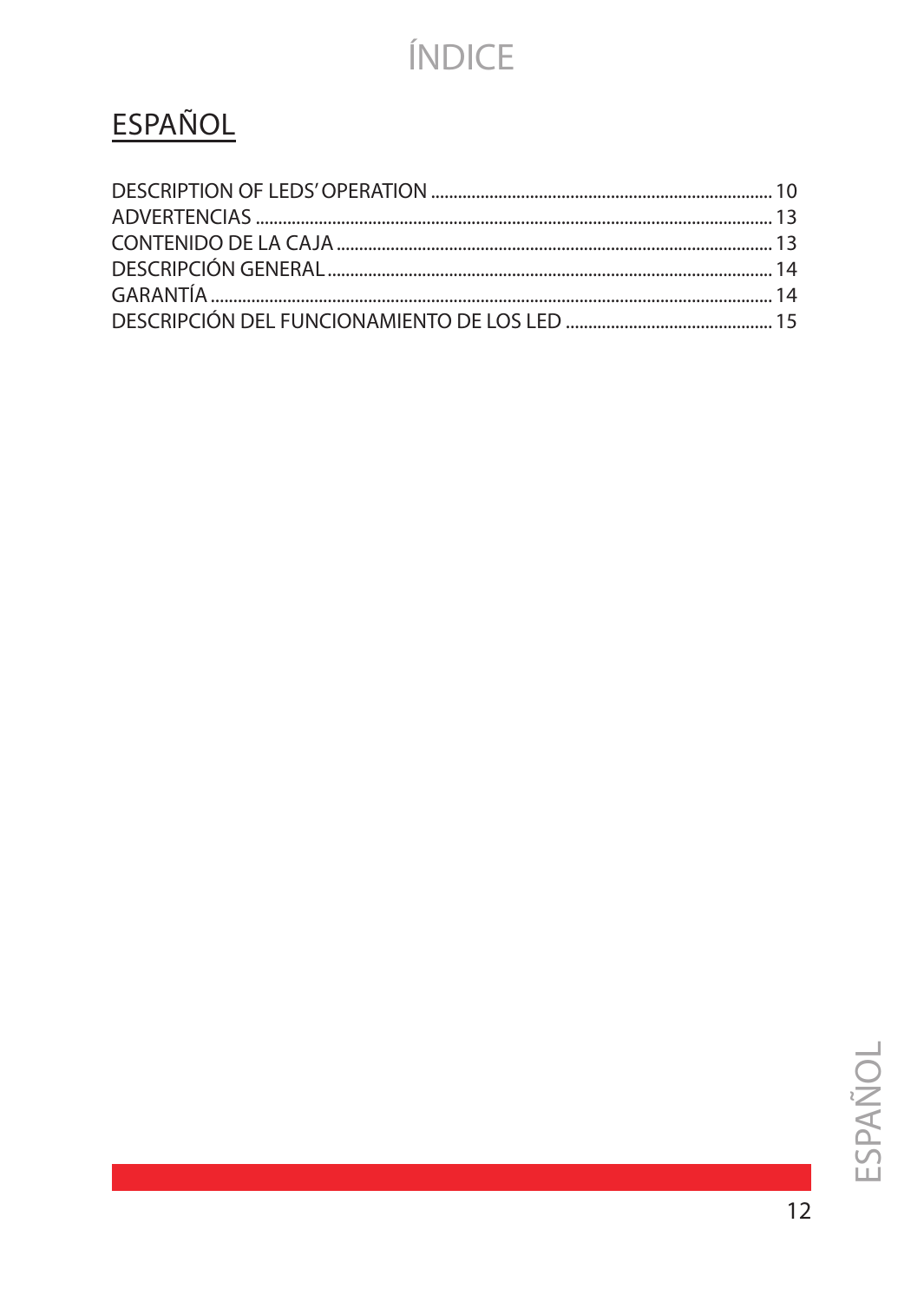# ÍNDICE

## ESPAÑOL

DESCRIPTION OF LEDS' OPERATION ........................................................................... 10
ADVERTENCIAS ........................................................................................................ 13
CONTENIDO DE LA CAJA ......................................................................................... 13
DESCRIPCIÓN GENERAL ........................................................................................... 14
GARANTÍA ................................................................................................................. 14
DESCRIPCIÓN DEL FUNCIONAMIENTO DE LOS LED .............................................. 15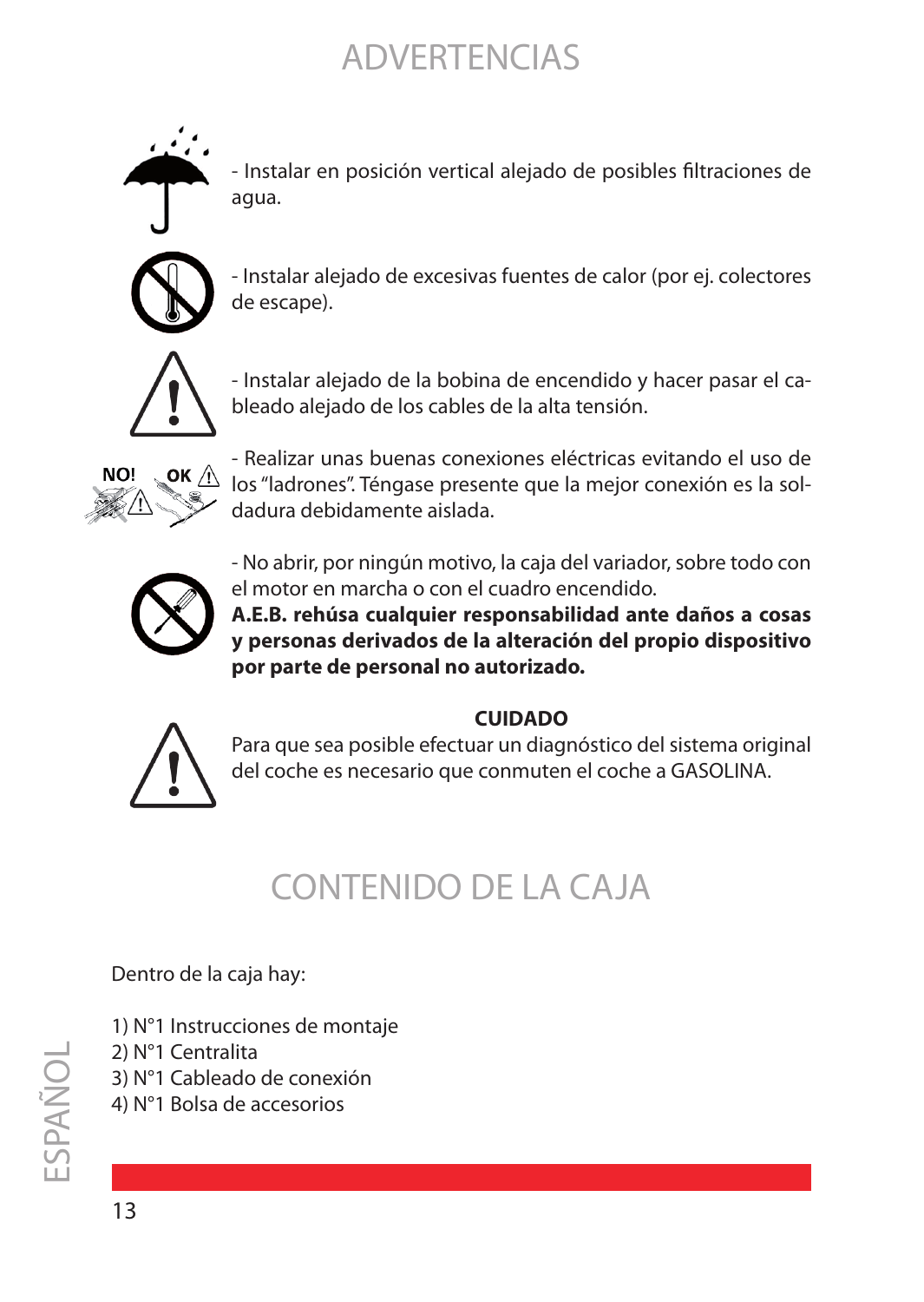# ADVERTENCIAS

- Instalar en posición vertical alejado de posibles filtraciones de agua.

- Instalar alejado de excesivas fuentes de calor (por ej. colectores de escape).

- Instalar alejado de la bobina de encendido y hacer pasar el cableado alejado de los cables de la alta tensión.

NO! OK

- Realizar unas buenas conexiones eléctricas evitando el uso de los "ladrones". Téngase presente que la mejor conexión es la soldadura debidamente aislada.

- No abrir, por ningún motivo, la caja del variador, sobre todo con el motor en marcha o con el cuadro encendido.
**A.E.B. rehúsa cualquier responsabilidad ante daños a cosas y personas derivados de la alteración del propio dispositivo por parte de personal no autorizado.**

**CUIDADO**

Para que sea posible efectuar un diagnóstico del sistema original del coche es necesario que conmuten el coche a GASOLINA.

# CONTENIDO DE LA CAJA

Dentro de la caja hay:

1) N°1 Instrucciones de montaje
2) N°1 Centralita
3) N°1 Cableado de conexión
4) N°1 Bolsa de accesorios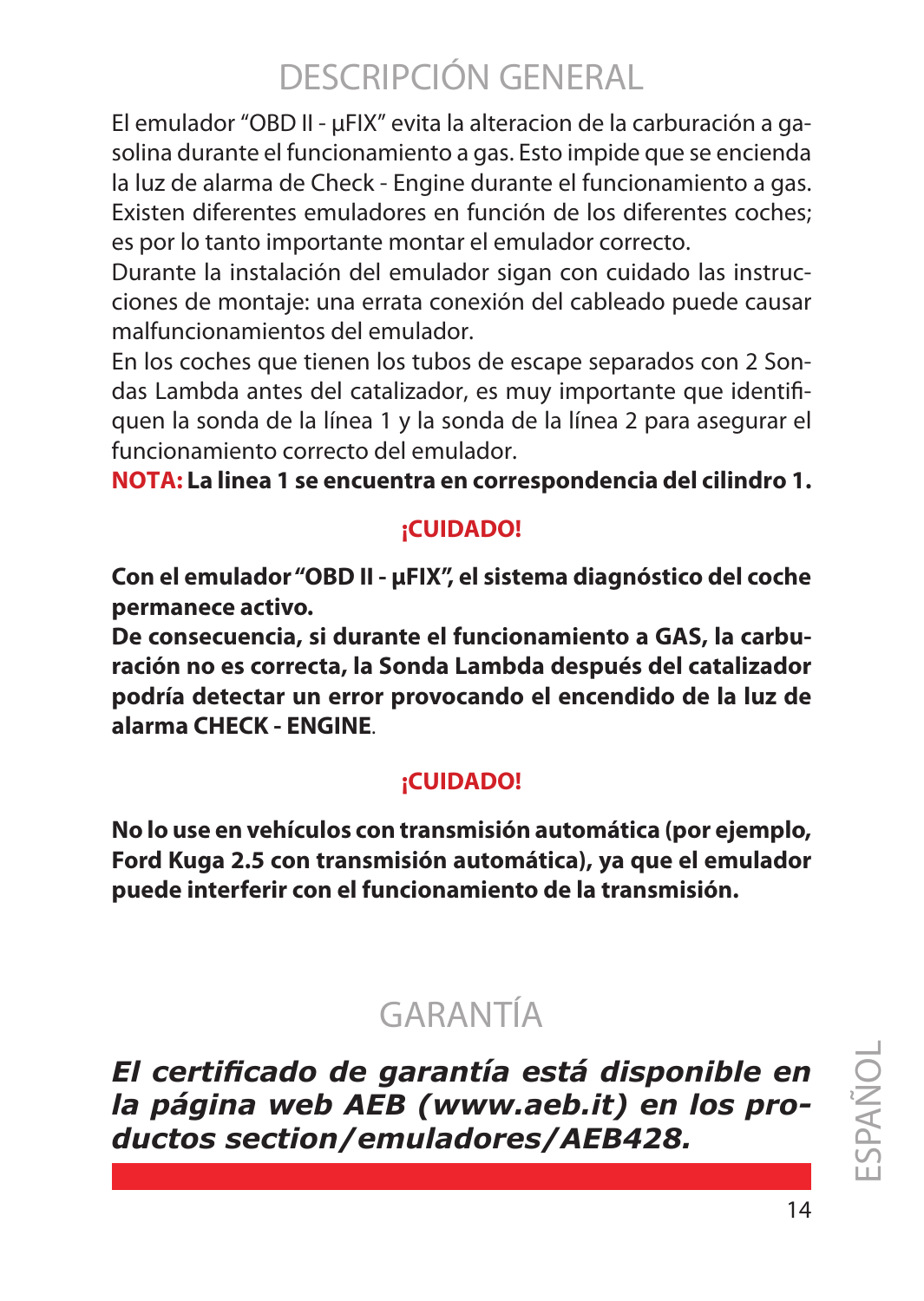# DESCRIPCIÓN GENERAL

El emulador "OBD II - µFIX" evita la alteracion de la carburación a gasolina durante el funcionamiento a gas. Esto impide que se encienda la luz de alarma de Check - Engine durante el funcionamiento a gas. Existen diferentes emuladores en función de los diferentes coches; es por lo tanto importante montar el emulador correcto.

Durante la instalación del emulador sigan con cuidado las instrucciones de montaje: una errata conexión del cableado puede causar malfuncionamientos del emulador.

En los coches que tienen los tubos de escape separados con 2 Sondas Lambda antes del catalizador, es muy importante que identifiquen la sonda de la línea 1 y la sonda de la línea 2 para asegurar el funcionamiento correcto del emulador.

**NOTA: La linea 1 se encuentra en correspondencia del cilindro 1.**

**¡CUIDADO!**

**Con el emulador "OBD II - µFIX", el sistema diagnóstico del coche permanece activo.**
**De consecuencia, si durante el funcionamiento a GAS, la carburación no es correcta, la Sonda Lambda después del catalizador podría detectar un error provocando el encendido de la luz de alarma CHECK - ENGINE**.

**¡CUIDADO!**

**No lo use en vehículos con transmisión automática (por ejemplo, Ford Kuga 2.5 con transmisión automática), ya que el emulador puede interferir con el funcionamiento de la transmisión.**

# GARANTÍA

***El certificado de garantía está disponible en la página web AEB (www.aeb.it) en los productos section/emuladores/AEB428.***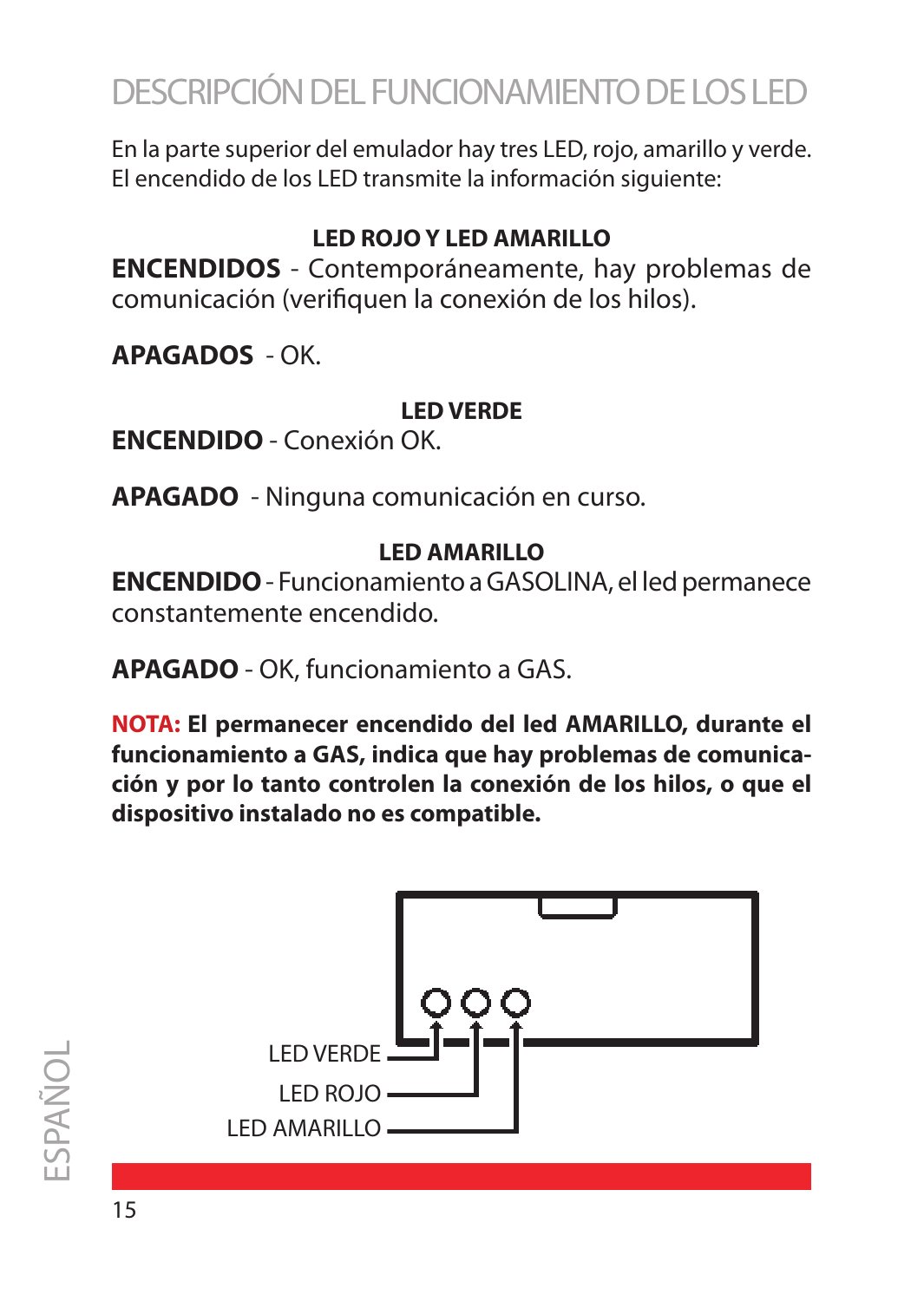# DESCRIPCIÓN DEL FUNCIONAMIENTO DE LOS LED

En la parte superior del emulador hay tres LED, rojo, amarillo y verde. El encendido de los LED transmite la información siguiente:

**LED ROJO Y LED AMARILLO**

**ENCENDIDOS** - Contemporáneamente, hay problemas de comunicación (verifiquen la conexión de los hilos).

**APAGADOS** - OK.

**LED VERDE**

**ENCENDIDO** - Conexión OK.

**APAGADO** - Ninguna comunicación en curso.

**LED AMARILLO**

**ENCENDIDO** - Funcionamiento a GASOLINA, el led permanece constantemente encendido.

**APAGADO** - OK, funcionamiento a GAS.

**NOTA: El permanecer encendido del led AMARILLO, durante el funcionamiento a GAS, indica que hay problemas de comunicación y por lo tanto controlen la conexión de los hilos, o que el dispositivo instalado no es compatible.**

LED VERDE
LED ROJO
LED AMARILLO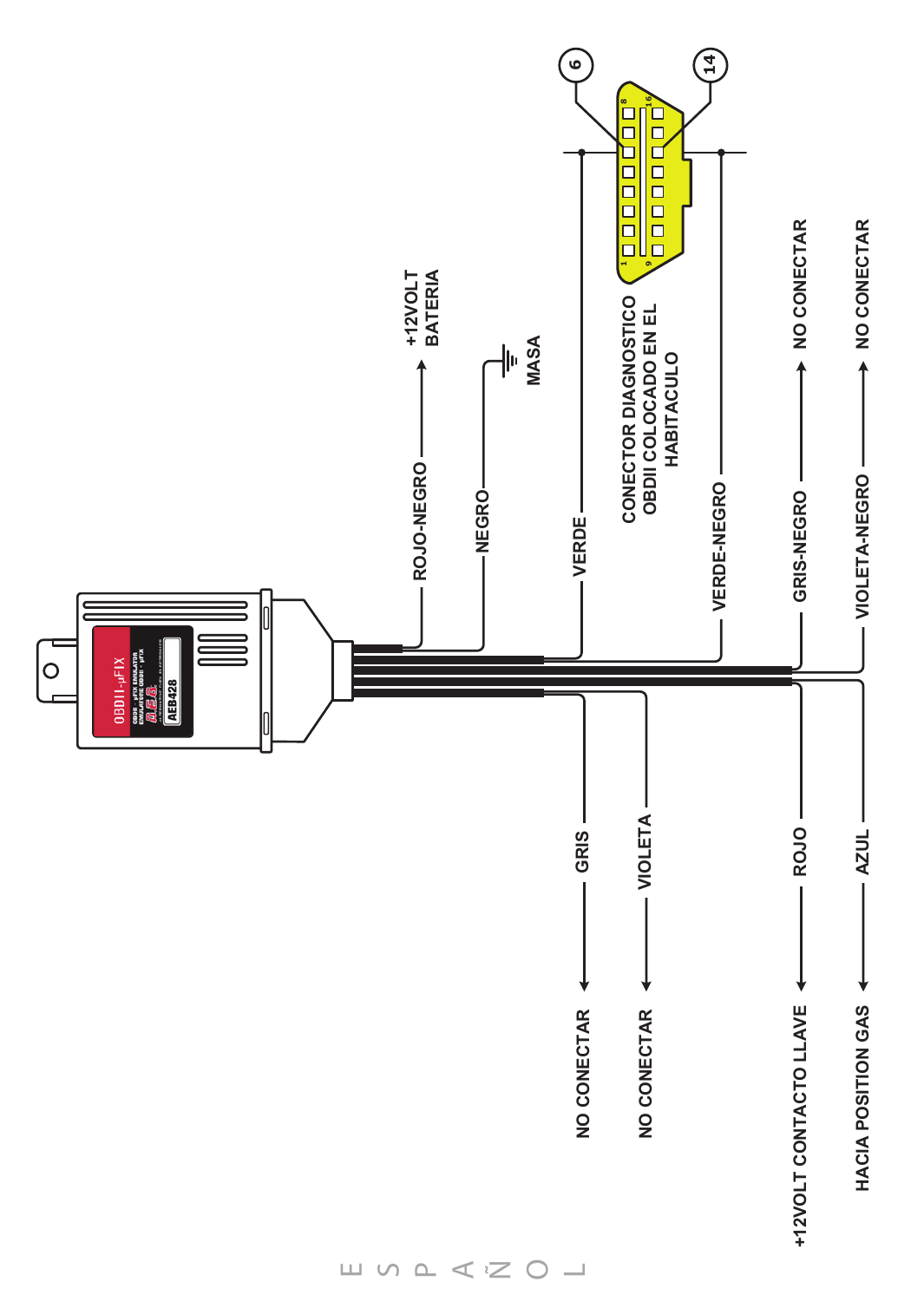OBDII-μFIX

AEB428

ROJO-NEGRO → +12VOLT BATERIA

NEGRO → MASA

VERDE → 6

VERDE-NEGRO → 14

CONECTOR DIAGNOSTICO OBDII COLOCADO EN EL HABITACULO

GRIS-NEGRO → NO CONECTAR

VIOLETA-NEGRO → NO CONECTAR

GRIS → NO CONECTAR

VIOLETA → NO CONECTAR

ROJO → +12VOLT CONTACTO LLAVE

AZUL → HACIA POSITION GAS

ESPAÑOL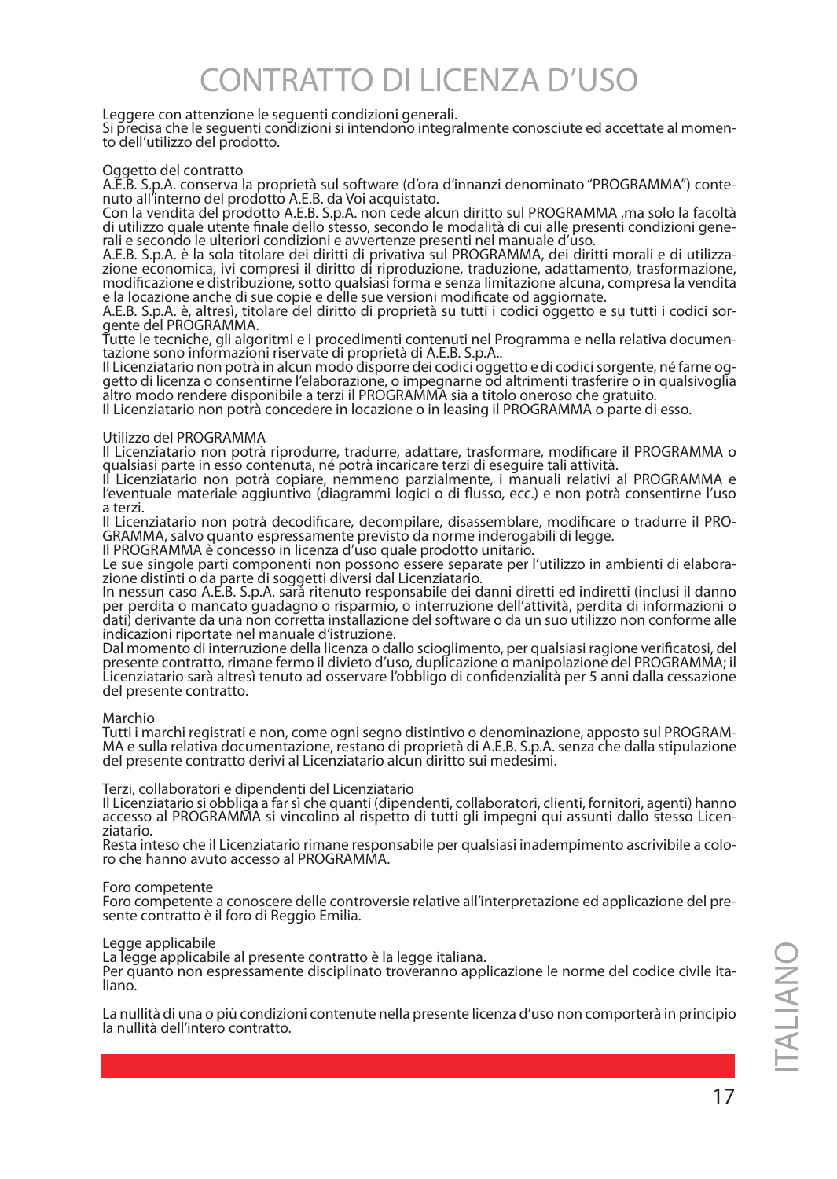# CONTRATTO DI LICENZA D'USO

Leggere con attenzione le seguenti condizioni generali.
Si precisa che le seguenti condizioni si intendono integralmente conosciute ed accettate al momento dell'utilizzo del prodotto.

## Oggetto del contratto

A.E.B. S.p.A. conserva la proprietà sul software (d'ora d'innanzi denominato "PROGRAMMA") contenuto all'interno del prodotto A.E.B. da Voi acquistato.
Con la vendita del prodotto A.E.B. S.p.A. non cede alcun diritto sul PROGRAMMA ,ma solo la facoltà di utilizzo quale utente finale dello stesso, secondo le modalità di cui alle presenti condizioni generali e secondo le ulteriori condizioni e avvertenze presenti nel manuale d'uso.
A.E.B. S.p.A. è la sola titolare dei diritti di privativa sul PROGRAMMA, dei diritti morali e di utilizzazione economica, ivi compresi il diritto di riproduzione, traduzione, adattamento, trasformazione, modificazione e distribuzione, sotto qualsiasi forma e senza limitazione alcuna, compresa la vendita e la locazione anche di sue copie e delle sue versioni modificate od aggiornate.
A.E.B. S.p.A. è, altresì, titolare del diritto di proprietà su tutti i codici oggetto e su tutti i codici sorgente del PROGRAMMA.
Tutte le tecniche, gli algoritmi e i procedimenti contenuti nel Programma e nella relativa documentazione sono informazioni riservate di proprietà di A.E.B. S.p.A..
Il Licenziatario non potrà in alcun modo disporre dei codici oggetto e di codici sorgente, né farne oggetto di licenza o consentirne l'elaborazione, o impegnarne od altrimenti trasferire o in qualsivoglia altro modo rendere disponibile a terzi il PROGRAMMA sia a titolo oneroso che gratuito.
Il Licenziatario non potrà concedere in locazione o in leasing il PROGRAMMA o parte di esso.

## Utilizzo del PROGRAMMA

Il Licenziatario non potrà riprodurre, tradurre, adattare, trasformare, modificare il PROGRAMMA o qualsiasi parte in esso contenuta, né potrà incaricare terzi di eseguire tali attività.
Il Licenziatario non potrà copiare, nemmeno parzialmente, i manuali relativi al PROGRAMMA e l'eventuale materiale aggiuntivo (diagrammi logici o di flusso, ecc.) e non potrà consentirne l'uso a terzi.
Il Licenziatario non potrà decodificare, decompilare, disassemblare, modificare o tradurre il PROGRAMMA, salvo quanto espressamente previsto da norme inderogabili di legge.
Il PROGRAMMA è concesso in licenza d'uso quale prodotto unitario.
Le sue singole parti componenti non possono essere separate per l'utilizzo in ambienti di elaborazione distinti o da parte di soggetti diversi dal Licenziatario.
In nessun caso A.E.B. S.p.A. sarà ritenuto responsabile dei danni diretti ed indiretti (inclusi il danno per perdita o mancato guadagno o risparmio, o interruzione dell'attività, perdita di informazioni o dati) derivante da una non corretta installazione del software o da un suo utilizzo non conforme alle indicazioni riportate nel manuale d'istruzione.
Dal momento di interruzione della licenza o dallo scioglimento, per qualsiasi ragione verificatosi, del presente contratto, rimane fermo il divieto d'uso, duplicazione o manipolazione del PROGRAMMA; il Licenziatario sarà altresì tenuto ad osservare l'obbligo di confidenzialità per 5 anni dalla cessazione del presente contratto.

## Marchio

Tutti i marchi registrati e non, come ogni segno distintivo o denominazione, apposto sul PROGRAMMA e sulla relativa documentazione, restano di proprietà di A.E.B. S.p.A. senza che dalla stipulazione del presente contratto derivi al Licenziatario alcun diritto sui medesimi.

## Terzi, collaboratori e dipendenti del Licenziatario

Il Licenziatario si obbliga a far sì che quanti (dipendenti, collaboratori, clienti, fornitori, agenti) hanno accesso al PROGRAMMA si vincolino al rispetto di tutti gli impegni qui assunti dallo stesso Licenziatario.
Resta inteso che il Licenziatario rimane responsabile per qualsiasi inadempimento ascrivibile a coloro che hanno avuto accesso al PROGRAMMA.

## Foro competente

Foro competente a conoscere delle controversie relative all'interpretazione ed applicazione del presente contratto è il foro di Reggio Emilia.

## Legge applicabile

La legge applicabile al presente contratto è la legge italiana.
Per quanto non espressamente disciplinato troveranno applicazione le norme del codice civile italiano.

La nullità di una o più condizioni contenute nella presente licenza d'uso non comporterà in principio la nullità dell'intero contratto.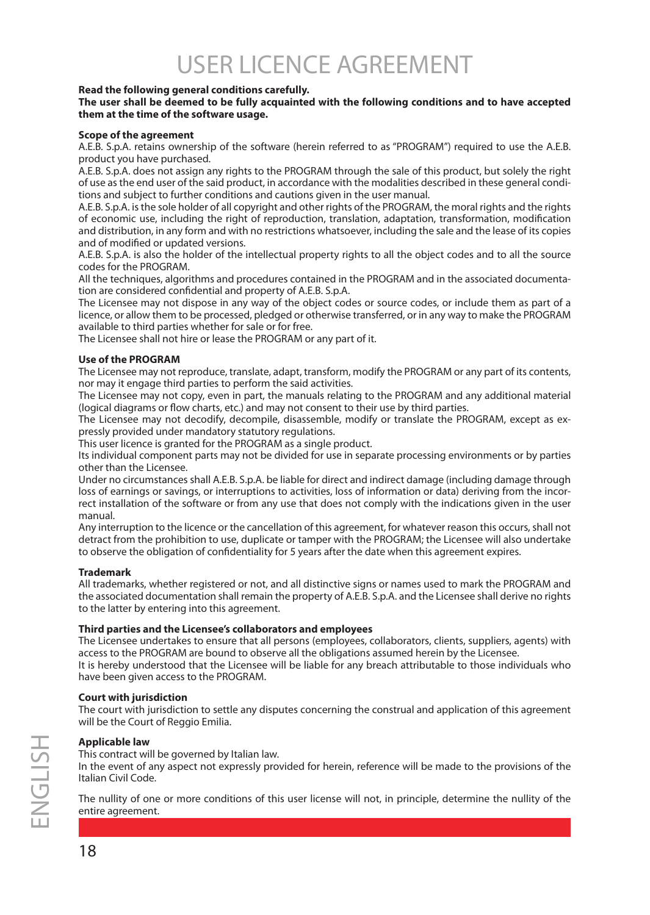# USER LICENCE AGREEMENT

**Read the following general conditions carefully.**
**The user shall be deemed to be fully acquainted with the following conditions and to have accepted them at the time of the software usage.**

**Scope of the agreement**

A.E.B. S.p.A. retains ownership of the software (herein referred to as "PROGRAM") required to use the A.E.B. product you have purchased.

A.E.B. S.p.A. does not assign any rights to the PROGRAM through the sale of this product, but solely the right of use as the end user of the said product, in accordance with the modalities described in these general conditions and subject to further conditions and cautions given in the user manual.

A.E.B. S.p.A. is the sole holder of all copyright and other rights of the PROGRAM, the moral rights and the rights of economic use, including the right of reproduction, translation, adaptation, transformation, modification and distribution, in any form and with no restrictions whatsoever, including the sale and the lease of its copies and of modified or updated versions.

A.E.B. S.p.A. is also the holder of the intellectual property rights to all the object codes and to all the source codes for the PROGRAM.

All the techniques, algorithms and procedures contained in the PROGRAM and in the associated documentation are considered confidential and property of A.E.B. S.p.A.

The Licensee may not dispose in any way of the object codes or source codes, or include them as part of a licence, or allow them to be processed, pledged or otherwise transferred, or in any way to make the PROGRAM available to third parties whether for sale or for free.

The Licensee shall not hire or lease the PROGRAM or any part of it.

**Use of the PROGRAM**

The Licensee may not reproduce, translate, adapt, transform, modify the PROGRAM or any part of its contents, nor may it engage third parties to perform the said activities.

The Licensee may not copy, even in part, the manuals relating to the PROGRAM and any additional material (logical diagrams or flow charts, etc.) and may not consent to their use by third parties.

The Licensee may not decodify, decompile, disassemble, modify or translate the PROGRAM, except as expressly provided under mandatory statutory regulations.

This user licence is granted for the PROGRAM as a single product.

Its individual component parts may not be divided for use in separate processing environments or by parties other than the Licensee.

Under no circumstances shall A.E.B. S.p.A. be liable for direct and indirect damage (including damage through loss of earnings or savings, or interruptions to activities, loss of information or data) deriving from the incorrect installation of the software or from any use that does not comply with the indications given in the user manual.

Any interruption to the licence or the cancellation of this agreement, for whatever reason this occurs, shall not detract from the prohibition to use, duplicate or tamper with the PROGRAM; the Licensee will also undertake to observe the obligation of confidentiality for 5 years after the date when this agreement expires.

**Trademark**

All trademarks, whether registered or not, and all distinctive signs or names used to mark the PROGRAM and the associated documentation shall remain the property of A.E.B. S.p.A. and the Licensee shall derive no rights to the latter by entering into this agreement.

**Third parties and the Licensee's collaborators and employees**

The Licensee undertakes to ensure that all persons (employees, collaborators, clients, suppliers, agents) with access to the PROGRAM are bound to observe all the obligations assumed herein by the Licensee.

It is hereby understood that the Licensee will be liable for any breach attributable to those individuals who have been given access to the PROGRAM.

**Court with jurisdiction**

The court with jurisdiction to settle any disputes concerning the construal and application of this agreement will be the Court of Reggio Emilia.

**Applicable law**

This contract will be governed by Italian law.

In the event of any aspect not expressly provided for herein, reference will be made to the provisions of the Italian Civil Code.

The nullity of one or more conditions of this user license will not, in principle, determine the nullity of the entire agreement.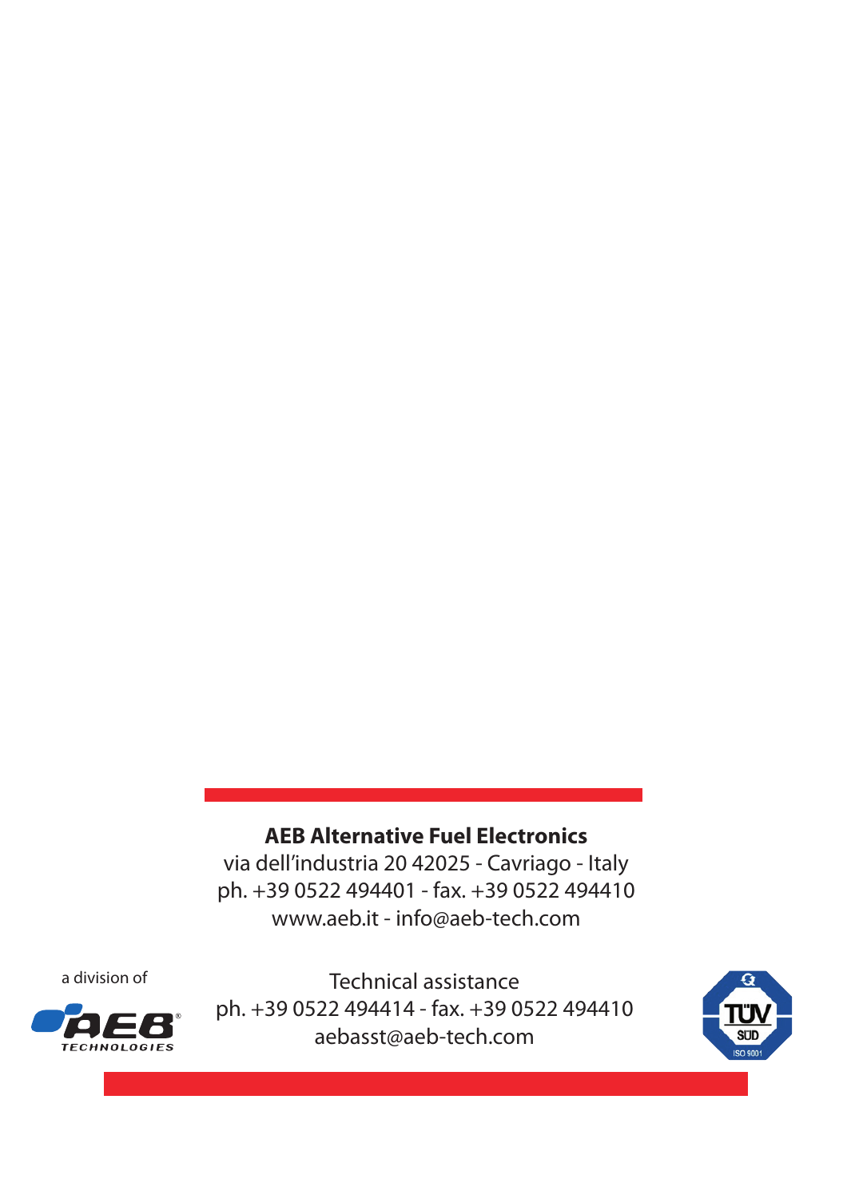**AEB Alternative Fuel Electronics**
via dell'industria 20 42025 - Cavriago - Italy
ph. +39 0522 494401 - fax. +39 0522 494410
www.aeb.it - info@aeb-tech.com

a division of

AEB TECHNOLOGIES

Technical assistance
ph. +39 0522 494414 - fax. +39 0522 494410
aebasst@aeb-tech.com

TÜV SÜD ISO 9001